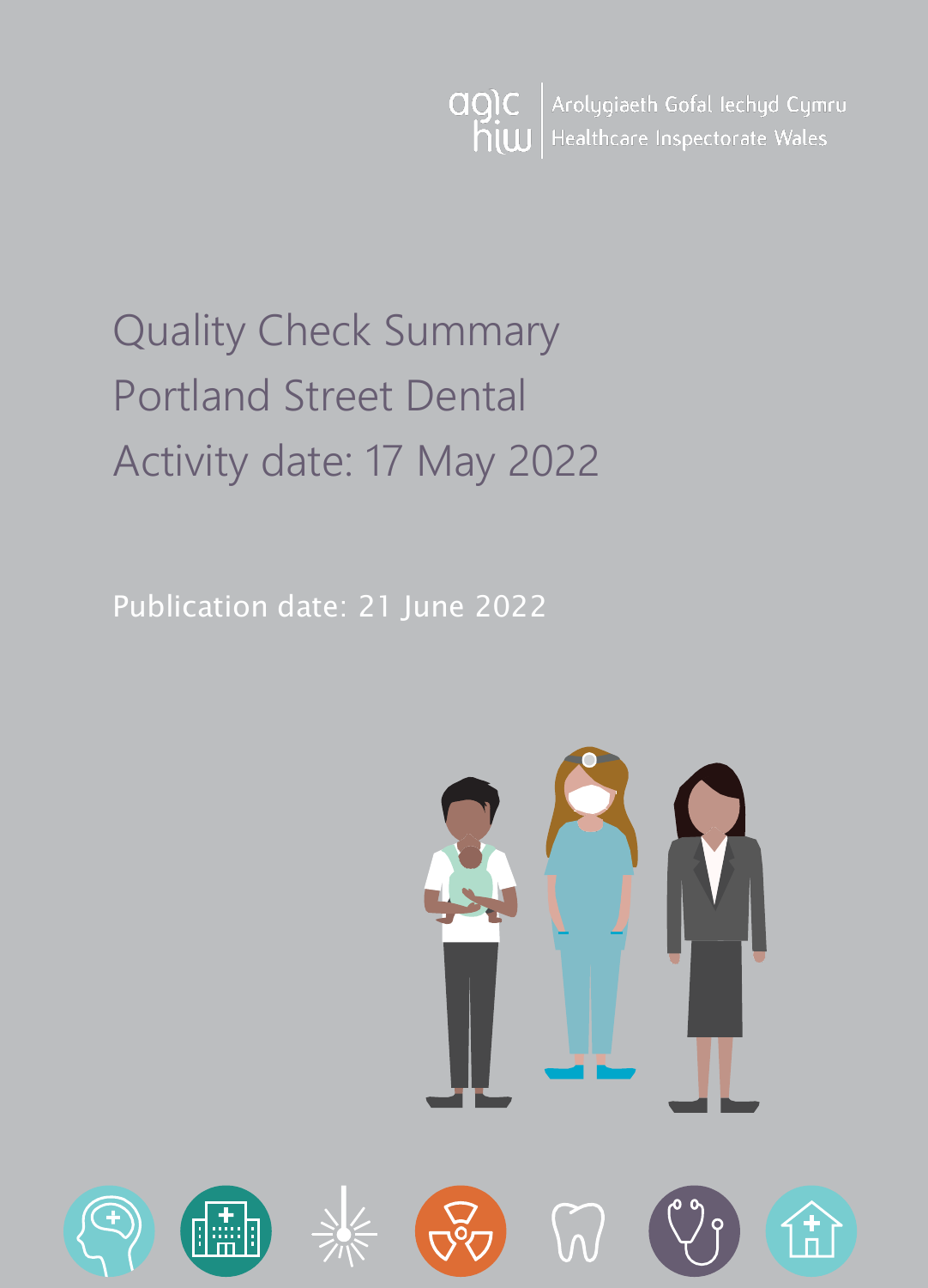Arolygiaeth Gofal Iechyd Cymru
Healthcare Inspectorate Wales

# Quality Check Summary
# Portland Street Dental
# Activity date: 17 May 2022

Publication date: 21 June 2022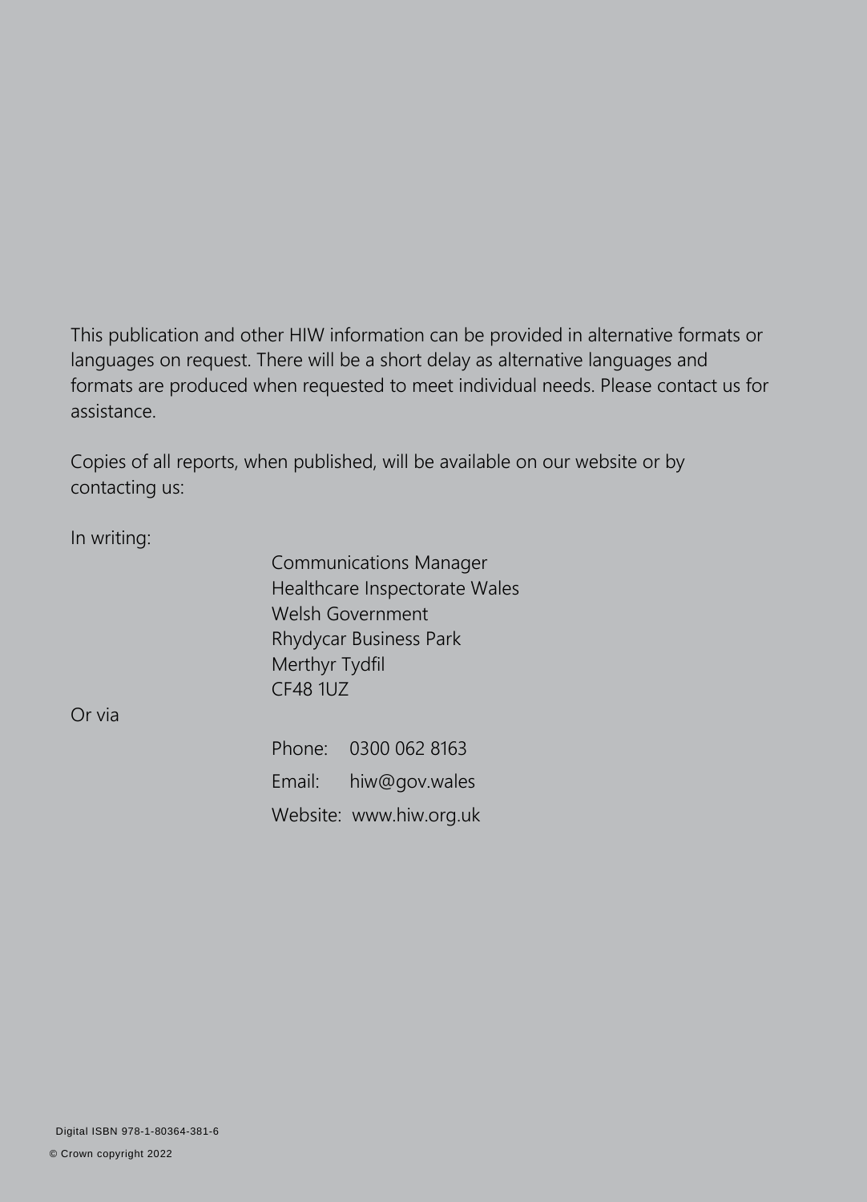This publication and other HIW information can be provided in alternative formats or languages on request. There will be a short delay as alternative languages and formats are produced when requested to meet individual needs. Please contact us for assistance.

Copies of all reports, when published, will be available on our website or by contacting us:

In writing:

Communications Manager
Healthcare Inspectorate Wales
Welsh Government
Rhydycar Business Park
Merthyr Tydfil
CF48 1UZ

Or via

Phone: 0300 062 8163

Email: hiw@gov.wales

Website: www.hiw.org.uk

Digital ISBN 978-1-80364-381-6

© Crown copyright 2022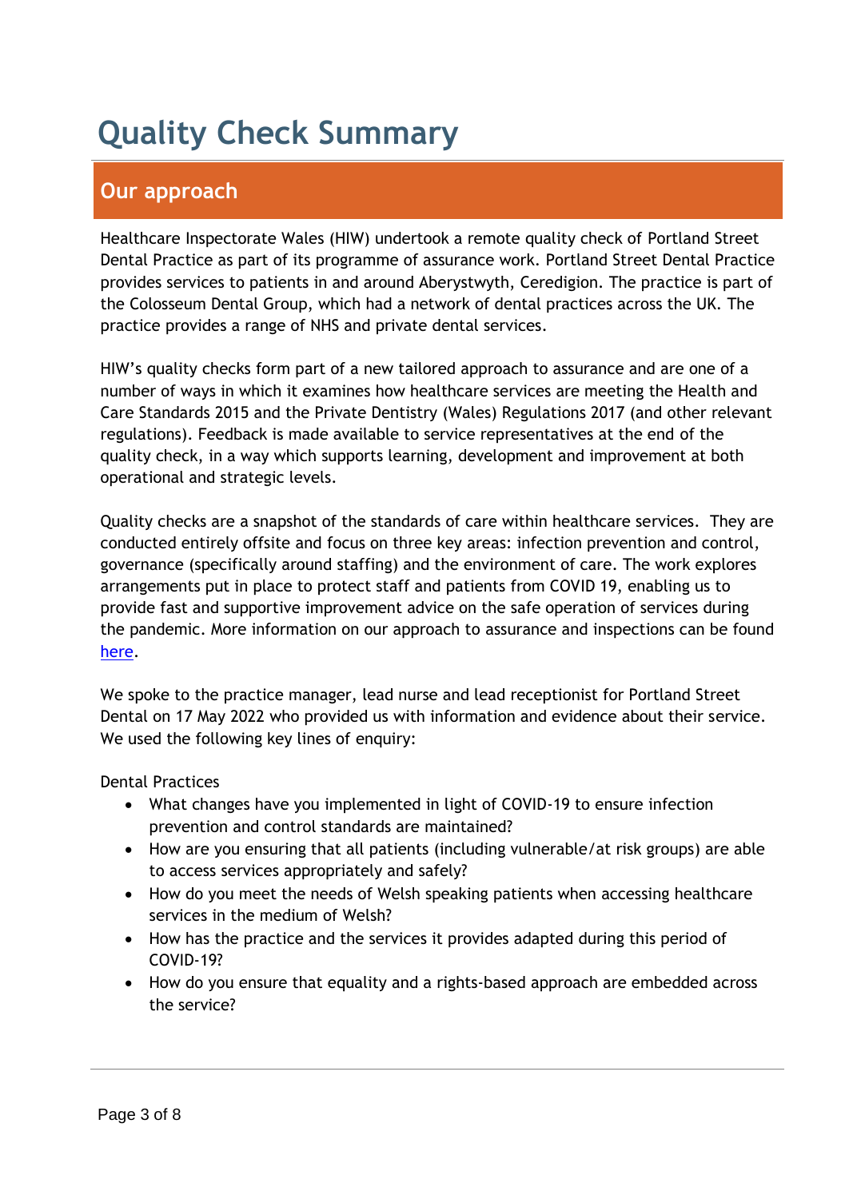# Quality Check Summary

## Our approach

Healthcare Inspectorate Wales (HIW) undertook a remote quality check of Portland Street Dental Practice as part of its programme of assurance work. Portland Street Dental Practice provides services to patients in and around Aberystwyth, Ceredigion. The practice is part of the Colosseum Dental Group, which had a network of dental practices across the UK. The practice provides a range of NHS and private dental services.

HIW's quality checks form part of a new tailored approach to assurance and are one of a number of ways in which it examines how healthcare services are meeting the Health and Care Standards 2015 and the Private Dentistry (Wales) Regulations 2017 (and other relevant regulations). Feedback is made available to service representatives at the end of the quality check, in a way which supports learning, development and improvement at both operational and strategic levels.

Quality checks are a snapshot of the standards of care within healthcare services. They are conducted entirely offsite and focus on three key areas: infection prevention and control, governance (specifically around staffing) and the environment of care. The work explores arrangements put in place to protect staff and patients from COVID 19, enabling us to provide fast and supportive improvement advice on the safe operation of services during the pandemic. More information on our approach to assurance and inspections can be found here.

We spoke to the practice manager, lead nurse and lead receptionist for Portland Street Dental on 17 May 2022 who provided us with information and evidence about their service. We used the following key lines of enquiry:

Dental Practices

- What changes have you implemented in light of COVID-19 to ensure infection prevention and control standards are maintained?
- How are you ensuring that all patients (including vulnerable/at risk groups) are able to access services appropriately and safely?
- How do you meet the needs of Welsh speaking patients when accessing healthcare services in the medium of Welsh?
- How has the practice and the services it provides adapted during this period of COVID-19?
- How do you ensure that equality and a rights-based approach are embedded across the service?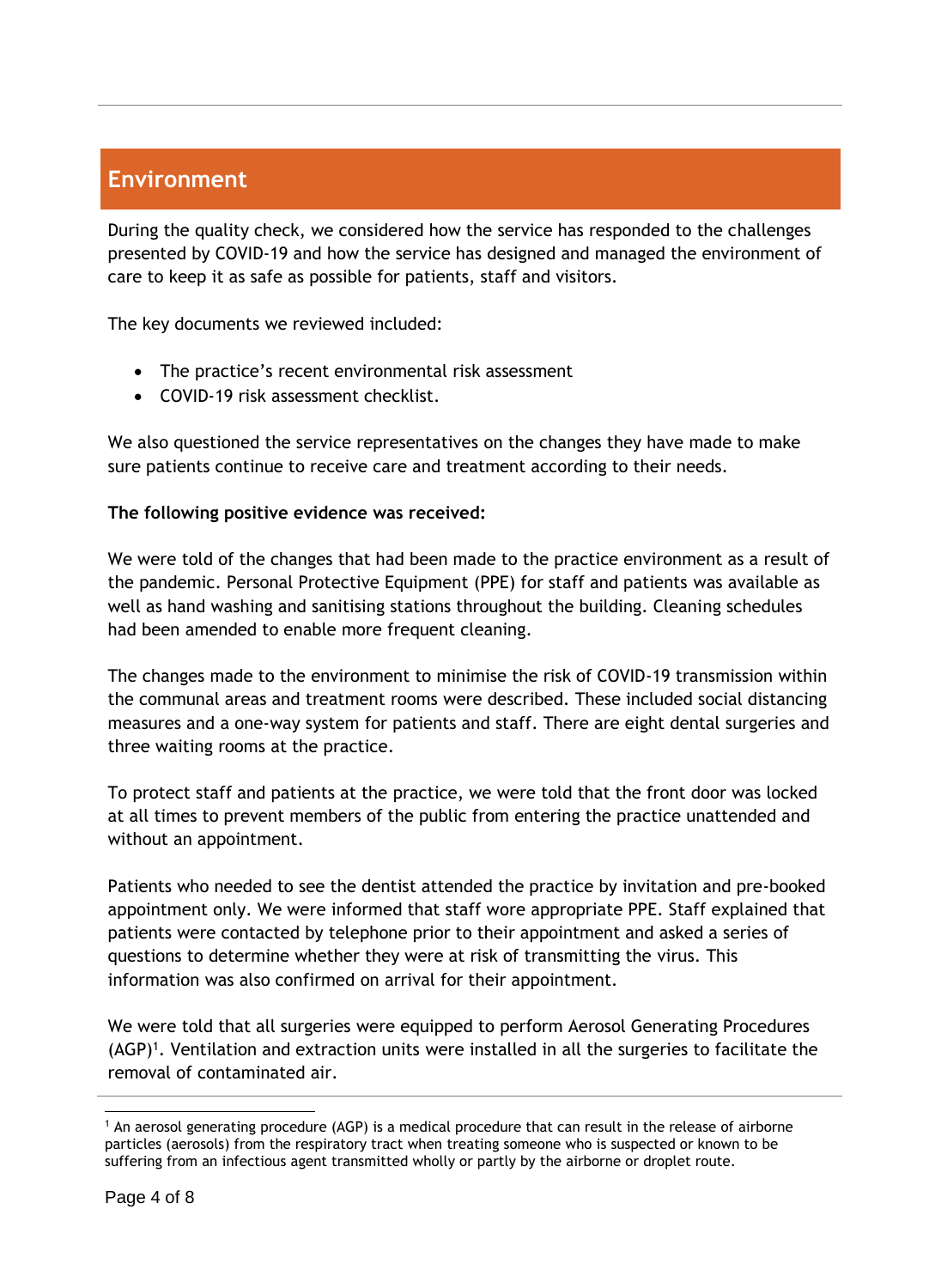## Environment

During the quality check, we considered how the service has responded to the challenges presented by COVID-19 and how the service has designed and managed the environment of care to keep it as safe as possible for patients, staff and visitors.

The key documents we reviewed included:

- The practice's recent environmental risk assessment
- COVID-19 risk assessment checklist.

We also questioned the service representatives on the changes they have made to make sure patients continue to receive care and treatment according to their needs.

**The following positive evidence was received:**

We were told of the changes that had been made to the practice environment as a result of the pandemic. Personal Protective Equipment (PPE) for staff and patients was available as well as hand washing and sanitising stations throughout the building. Cleaning schedules had been amended to enable more frequent cleaning.

The changes made to the environment to minimise the risk of COVID-19 transmission within the communal areas and treatment rooms were described. These included social distancing measures and a one-way system for patients and staff. There are eight dental surgeries and three waiting rooms at the practice.

To protect staff and patients at the practice, we were told that the front door was locked at all times to prevent members of the public from entering the practice unattended and without an appointment.

Patients who needed to see the dentist attended the practice by invitation and pre-booked appointment only. We were informed that staff wore appropriate PPE. Staff explained that patients were contacted by telephone prior to their appointment and asked a series of questions to determine whether they were at risk of transmitting the virus. This information was also confirmed on arrival for their appointment.

We were told that all surgeries were equipped to perform Aerosol Generating Procedures (AGP)[1]. Ventilation and extraction units were installed in all the surgeries to facilitate the removal of contaminated air.

---

[1] An aerosol generating procedure (AGP) is a medical procedure that can result in the release of airborne particles (aerosols) from the respiratory tract when treating someone who is suspected or known to be suffering from an infectious agent transmitted wholly or partly by the airborne or droplet route.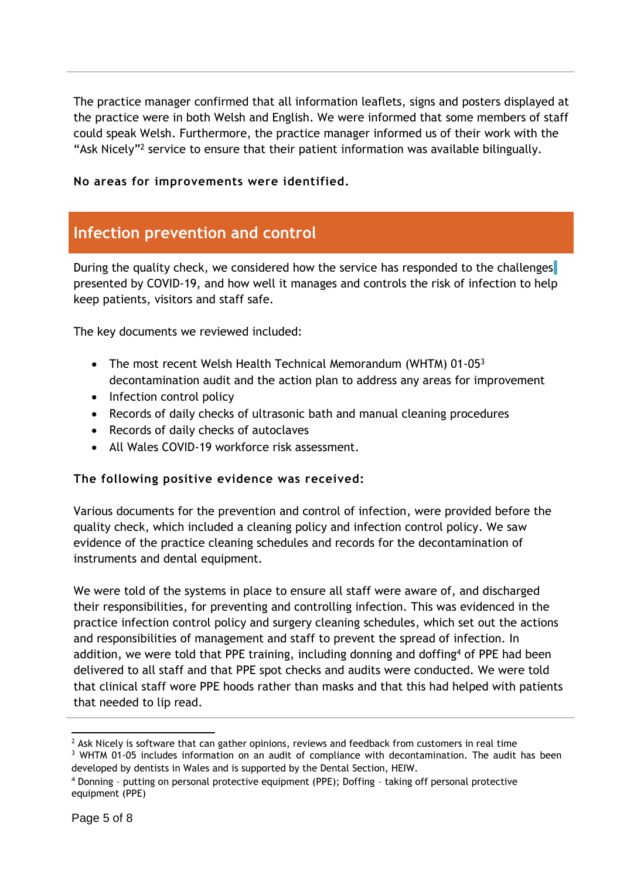The practice manager confirmed that all information leaflets, signs and posters displayed at the practice were in both Welsh and English. We were informed that some members of staff could speak Welsh. Furthermore, the practice manager informed us of their work with the "Ask Nicely"[2] service to ensure that their patient information was available bilingually.

**No areas for improvements were identified.**

## Infection prevention and control

During the quality check, we considered how the service has responded to the challenges presented by COVID-19, and how well it manages and controls the risk of infection to help keep patients, visitors and staff safe.

The key documents we reviewed included:

- The most recent Welsh Health Technical Memorandum (WHTM) 01-05[3] decontamination audit and the action plan to address any areas for improvement
- Infection control policy
- Records of daily checks of ultrasonic bath and manual cleaning procedures
- Records of daily checks of autoclaves
- All Wales COVID-19 workforce risk assessment.

**The following positive evidence was received:**

Various documents for the prevention and control of infection, were provided before the quality check, which included a cleaning policy and infection control policy. We saw evidence of the practice cleaning schedules and records for the decontamination of instruments and dental equipment.

We were told of the systems in place to ensure all staff were aware of, and discharged their responsibilities, for preventing and controlling infection. This was evidenced in the practice infection control policy and surgery cleaning schedules, which set out the actions and responsibilities of management and staff to prevent the spread of infection. In addition, we were told that PPE training, including donning and doffing[4] of PPE had been delivered to all staff and that PPE spot checks and audits were conducted. We were told that clinical staff wore PPE hoods rather than masks and that this had helped with patients that needed to lip read.

---

[2] Ask Nicely is software that can gather opinions, reviews and feedback from customers in real time

[3] WHTM 01-05 includes information on an audit of compliance with decontamination. The audit has been developed by dentists in Wales and is supported by the Dental Section, HEIW.

[4] Donning – putting on personal protective equipment (PPE); Doffing – taking off personal protective equipment (PPE)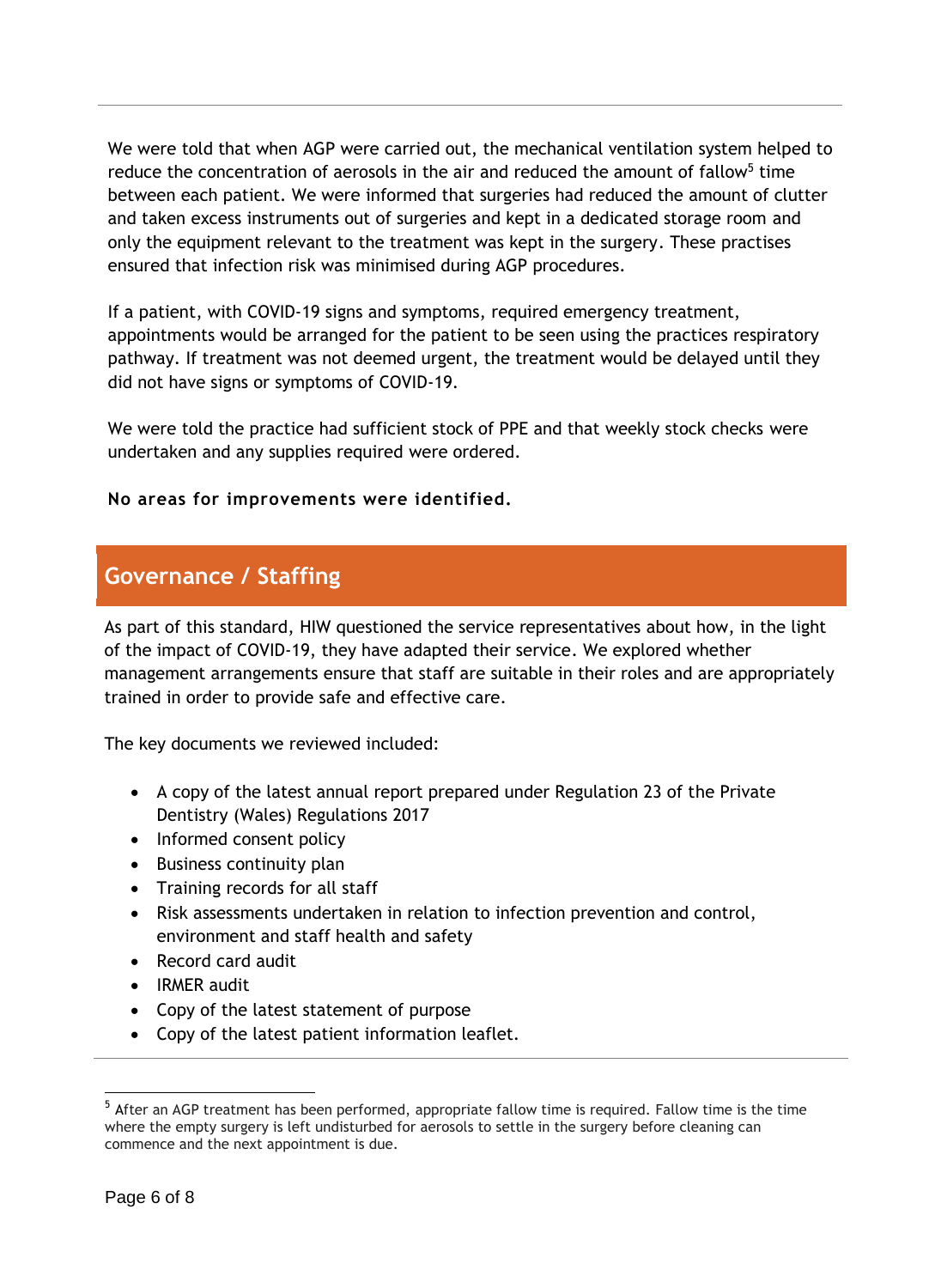We were told that when AGP were carried out, the mechanical ventilation system helped to reduce the concentration of aerosols in the air and reduced the amount of fallow[5] time between each patient. We were informed that surgeries had reduced the amount of clutter and taken excess instruments out of surgeries and kept in a dedicated storage room and only the equipment relevant to the treatment was kept in the surgery. These practises ensured that infection risk was minimised during AGP procedures.

If a patient, with COVID-19 signs and symptoms, required emergency treatment, appointments would be arranged for the patient to be seen using the practices respiratory pathway. If treatment was not deemed urgent, the treatment would be delayed until they did not have signs or symptoms of COVID-19.

We were told the practice had sufficient stock of PPE and that weekly stock checks were undertaken and any supplies required were ordered.

**No areas for improvements were identified.**

## Governance / Staffing

As part of this standard, HIW questioned the service representatives about how, in the light of the impact of COVID-19, they have adapted their service. We explored whether management arrangements ensure that staff are suitable in their roles and are appropriately trained in order to provide safe and effective care.

The key documents we reviewed included:

- A copy of the latest annual report prepared under Regulation 23 of the Private Dentistry (Wales) Regulations 2017
- Informed consent policy
- Business continuity plan
- Training records for all staff
- Risk assessments undertaken in relation to infection prevention and control, environment and staff health and safety
- Record card audit
- IRMER audit
- Copy of the latest statement of purpose
- Copy of the latest patient information leaflet.

[5] After an AGP treatment has been performed, appropriate fallow time is required. Fallow time is the time where the empty surgery is left undisturbed for aerosols to settle in the surgery before cleaning can commence and the next appointment is due.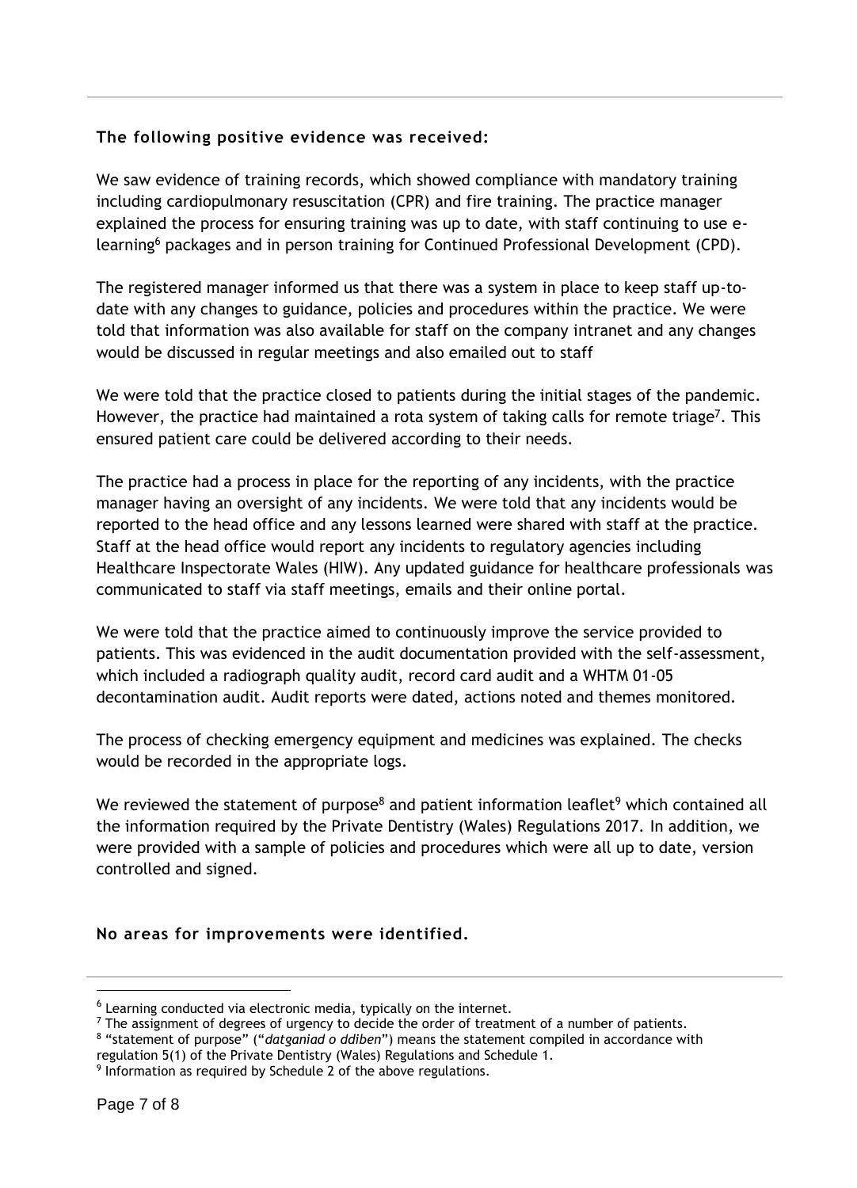**The following positive evidence was received:**

We saw evidence of training records, which showed compliance with mandatory training including cardiopulmonary resuscitation (CPR) and fire training. The practice manager explained the process for ensuring training was up to date, with staff continuing to use e-learning[6] packages and in person training for Continued Professional Development (CPD).

The registered manager informed us that there was a system in place to keep staff up-to-date with any changes to guidance, policies and procedures within the practice. We were told that information was also available for staff on the company intranet and any changes would be discussed in regular meetings and also emailed out to staff

We were told that the practice closed to patients during the initial stages of the pandemic. However, the practice had maintained a rota system of taking calls for remote triage[7]. This ensured patient care could be delivered according to their needs.

The practice had a process in place for the reporting of any incidents, with the practice manager having an oversight of any incidents. We were told that any incidents would be reported to the head office and any lessons learned were shared with staff at the practice. Staff at the head office would report any incidents to regulatory agencies including Healthcare Inspectorate Wales (HIW). Any updated guidance for healthcare professionals was communicated to staff via staff meetings, emails and their online portal.

We were told that the practice aimed to continuously improve the service provided to patients. This was evidenced in the audit documentation provided with the self-assessment, which included a radiograph quality audit, record card audit and a WHTM 01-05 decontamination audit. Audit reports were dated, actions noted and themes monitored.

The process of checking emergency equipment and medicines was explained. The checks would be recorded in the appropriate logs.

We reviewed the statement of purpose[8] and patient information leaflet[9] which contained all the information required by the Private Dentistry (Wales) Regulations 2017. In addition, we were provided with a sample of policies and procedures which were all up to date, version controlled and signed.

**No areas for improvements were identified.**

---

[6] Learning conducted via electronic media, typically on the internet.

[7] The assignment of degrees of urgency to decide the order of treatment of a number of patients.

[8] "statement of purpose" ("*datganiad o ddiben*") means the statement compiled in accordance with regulation 5(1) of the Private Dentistry (Wales) Regulations and Schedule 1.

[9] Information as required by Schedule 2 of the above regulations.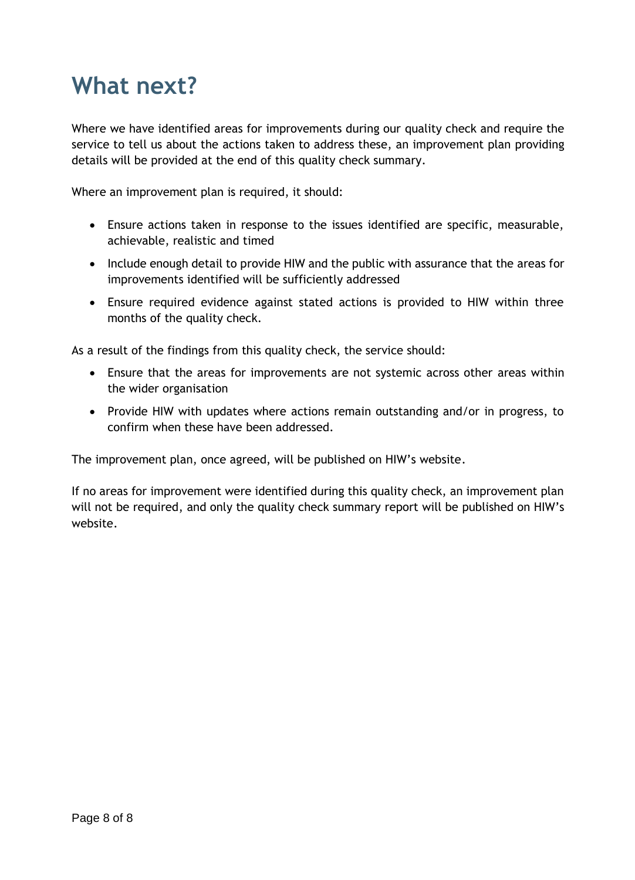# What next?

Where we have identified areas for improvements during our quality check and require the service to tell us about the actions taken to address these, an improvement plan providing details will be provided at the end of this quality check summary.

Where an improvement plan is required, it should:

- Ensure actions taken in response to the issues identified are specific, measurable, achievable, realistic and timed
- Include enough detail to provide HIW and the public with assurance that the areas for improvements identified will be sufficiently addressed
- Ensure required evidence against stated actions is provided to HIW within three months of the quality check.

As a result of the findings from this quality check, the service should:

- Ensure that the areas for improvements are not systemic across other areas within the wider organisation
- Provide HIW with updates where actions remain outstanding and/or in progress, to confirm when these have been addressed.

The improvement plan, once agreed, will be published on HIW's website.

If no areas for improvement were identified during this quality check, an improvement plan will not be required, and only the quality check summary report will be published on HIW's website.